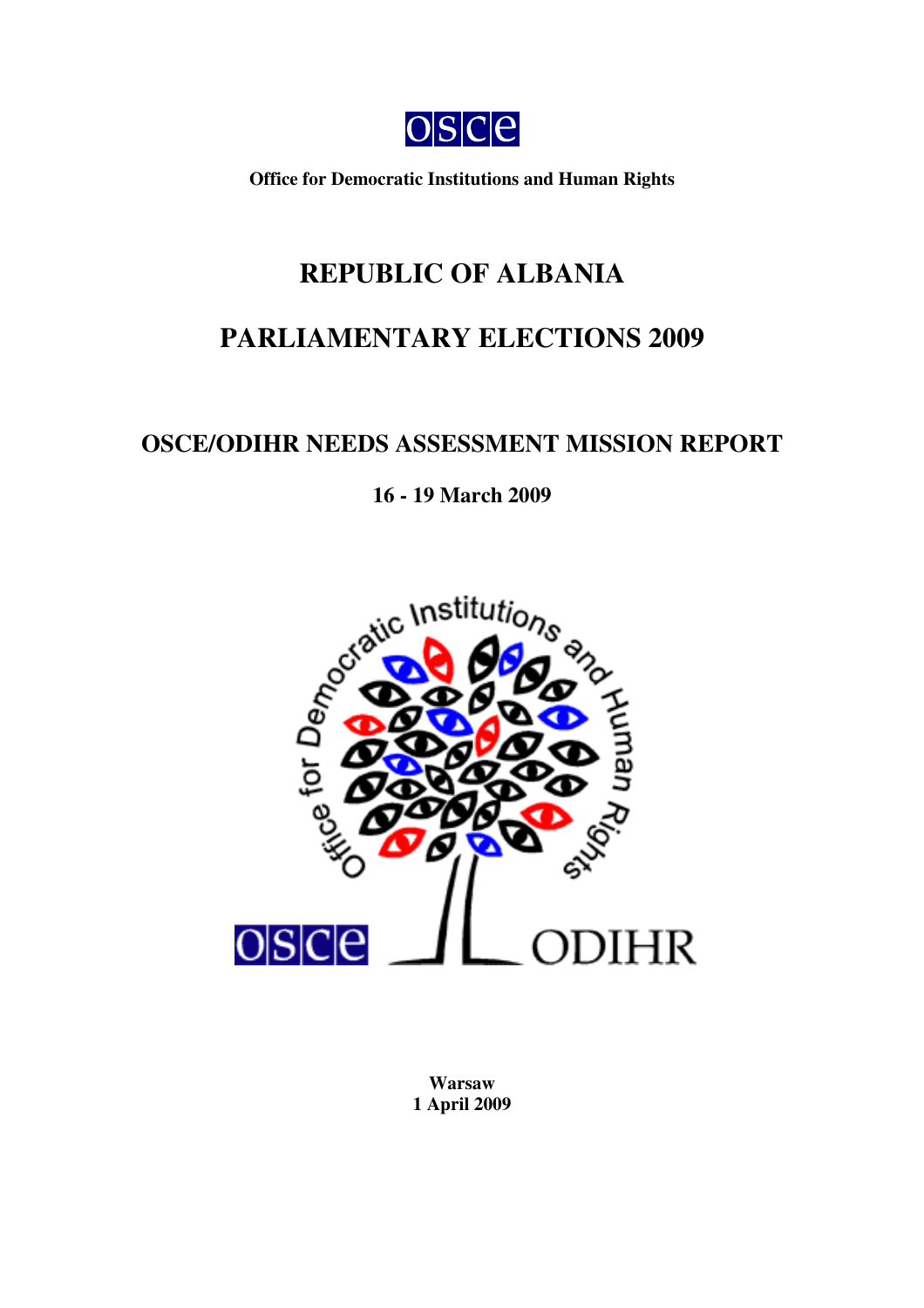OSCE

**Office for Democratic Institutions and Human Rights**

# REPUBLIC OF ALBANIA

# PARLIAMENTARY ELECTIONS 2009

## OSCE/ODIHR NEEDS ASSESSMENT MISSION REPORT

**16 - 19 March 2009**

**Warsaw**
**1 April 2009**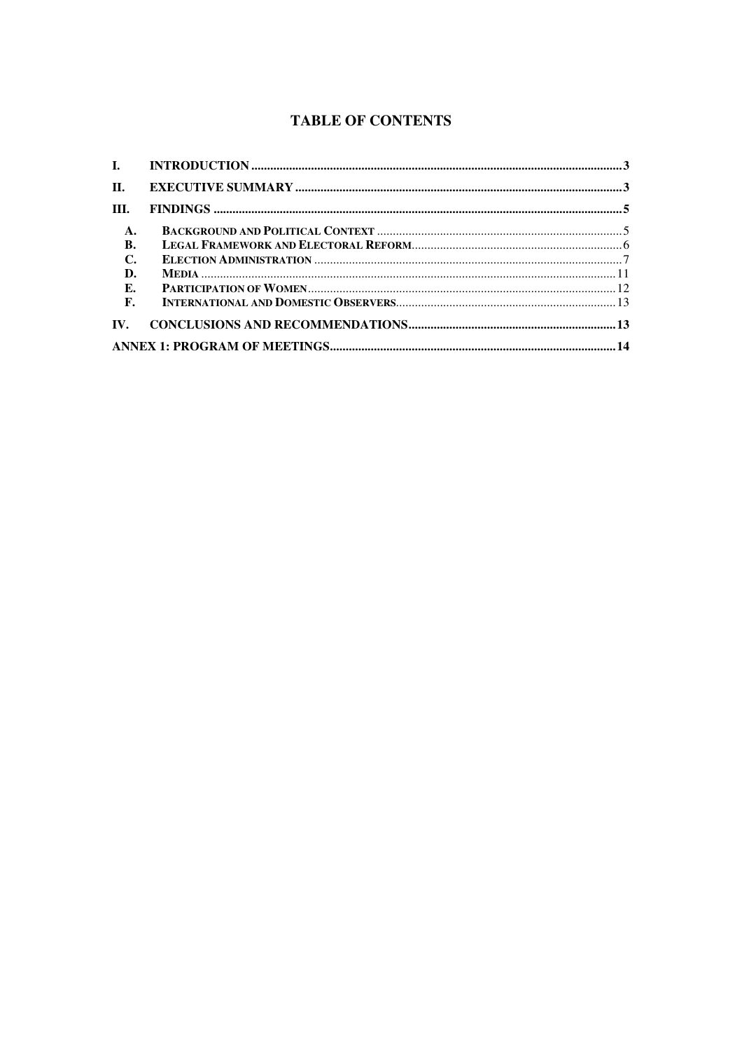# TABLE OF CONTENTS

I. INTRODUCTION ........................................................................................................ 3

II. EXECUTIVE SUMMARY ........................................................................................ 3

III. FINDINGS ............................................................................................................. 5

- A. BACKGROUND AND POLITICAL CONTEXT ........................................................ 5
- B. LEGAL FRAMEWORK AND ELECTORAL REFORM ............................................. 6
- C. ELECTION ADMINISTRATION ............................................................................ 7
- D. MEDIA ................................................................................................................ 11
- E. PARTICIPATION OF WOMEN ............................................................................ 12
- F. INTERNATIONAL AND DOMESTIC OBSERVERS ............................................... 13

IV. CONCLUSIONS AND RECOMMENDATIONS ....................................................... 13

ANNEX 1: PROGRAM OF MEETINGS ........................................................................ 14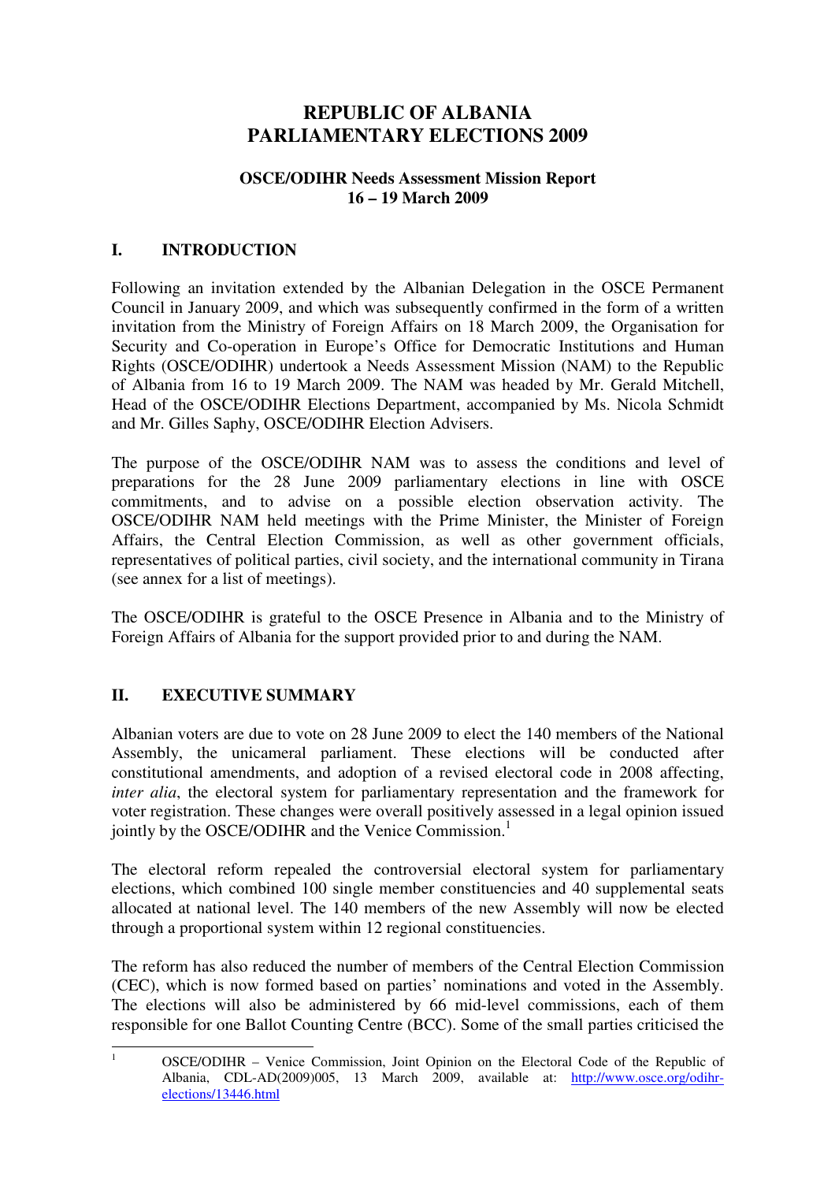# REPUBLIC OF ALBANIA
# PARLIAMENTARY ELECTIONS 2009

**OSCE/ODIHR Needs Assessment Mission Report**
**16 – 19 March 2009**

## I. INTRODUCTION

Following an invitation extended by the Albanian Delegation in the OSCE Permanent Council in January 2009, and which was subsequently confirmed in the form of a written invitation from the Ministry of Foreign Affairs on 18 March 2009, the Organisation for Security and Co-operation in Europe's Office for Democratic Institutions and Human Rights (OSCE/ODIHR) undertook a Needs Assessment Mission (NAM) to the Republic of Albania from 16 to 19 March 2009. The NAM was headed by Mr. Gerald Mitchell, Head of the OSCE/ODIHR Elections Department, accompanied by Ms. Nicola Schmidt and Mr. Gilles Saphy, OSCE/ODIHR Election Advisers.

The purpose of the OSCE/ODIHR NAM was to assess the conditions and level of preparations for the 28 June 2009 parliamentary elections in line with OSCE commitments, and to advise on a possible election observation activity. The OSCE/ODIHR NAM held meetings with the Prime Minister, the Minister of Foreign Affairs, the Central Election Commission, as well as other government officials, representatives of political parties, civil society, and the international community in Tirana (see annex for a list of meetings).

The OSCE/ODIHR is grateful to the OSCE Presence in Albania and to the Ministry of Foreign Affairs of Albania for the support provided prior to and during the NAM.

## II. EXECUTIVE SUMMARY

Albanian voters are due to vote on 28 June 2009 to elect the 140 members of the National Assembly, the unicameral parliament. These elections will be conducted after constitutional amendments, and adoption of a revised electoral code in 2008 affecting, *inter alia*, the electoral system for parliamentary representation and the framework for voter registration. These changes were overall positively assessed in a legal opinion issued jointly by the OSCE/ODIHR and the Venice Commission.[1]

The electoral reform repealed the controversial electoral system for parliamentary elections, which combined 100 single member constituencies and 40 supplemental seats allocated at national level. The 140 members of the new Assembly will now be elected through a proportional system within 12 regional constituencies.

The reform has also reduced the number of members of the Central Election Commission (CEC), which is now formed based on parties' nominations and voted in the Assembly. The elections will also be administered by 66 mid-level commissions, each of them responsible for one Ballot Counting Centre (BCC). Some of the small parties criticised the

---

[1] OSCE/ODIHR – Venice Commission, Joint Opinion on the Electoral Code of the Republic of Albania, CDL-AD(2009)005, 13 March 2009, available at: http://www.osce.org/odihr-elections/13446.html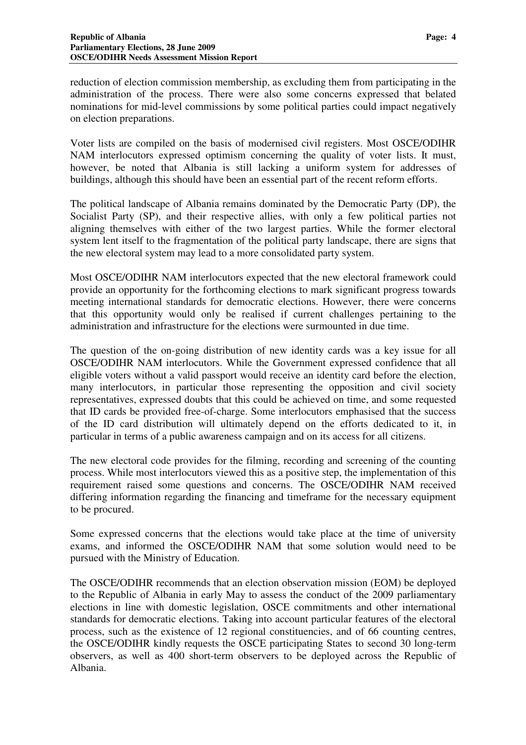reduction of election commission membership, as excluding them from participating in the administration of the process. There were also some concerns expressed that belated nominations for mid-level commissions by some political parties could impact negatively on election preparations.

Voter lists are compiled on the basis of modernised civil registers. Most OSCE/ODIHR NAM interlocutors expressed optimism concerning the quality of voter lists. It must, however, be noted that Albania is still lacking a uniform system for addresses of buildings, although this should have been an essential part of the recent reform efforts.

The political landscape of Albania remains dominated by the Democratic Party (DP), the Socialist Party (SP), and their respective allies, with only a few political parties not aligning themselves with either of the two largest parties. While the former electoral system lent itself to the fragmentation of the political party landscape, there are signs that the new electoral system may lead to a more consolidated party system.

Most OSCE/ODIHR NAM interlocutors expected that the new electoral framework could provide an opportunity for the forthcoming elections to mark significant progress towards meeting international standards for democratic elections. However, there were concerns that this opportunity would only be realised if current challenges pertaining to the administration and infrastructure for the elections were surmounted in due time.

The question of the on-going distribution of new identity cards was a key issue for all OSCE/ODIHR NAM interlocutors. While the Government expressed confidence that all eligible voters without a valid passport would receive an identity card before the election, many interlocutors, in particular those representing the opposition and civil society representatives, expressed doubts that this could be achieved on time, and some requested that ID cards be provided free-of-charge. Some interlocutors emphasised that the success of the ID card distribution will ultimately depend on the efforts dedicated to it, in particular in terms of a public awareness campaign and on its access for all citizens.

The new electoral code provides for the filming, recording and screening of the counting process. While most interlocutors viewed this as a positive step, the implementation of this requirement raised some questions and concerns. The OSCE/ODIHR NAM received differing information regarding the financing and timeframe for the necessary equipment to be procured.

Some expressed concerns that the elections would take place at the time of university exams, and informed the OSCE/ODIHR NAM that some solution would need to be pursued with the Ministry of Education.

The OSCE/ODIHR recommends that an election observation mission (EOM) be deployed to the Republic of Albania in early May to assess the conduct of the 2009 parliamentary elections in line with domestic legislation, OSCE commitments and other international standards for democratic elections. Taking into account particular features of the electoral process, such as the existence of 12 regional constituencies, and of 66 counting centres, the OSCE/ODIHR kindly requests the OSCE participating States to second 30 long-term observers, as well as 400 short-term observers to be deployed across the Republic of Albania.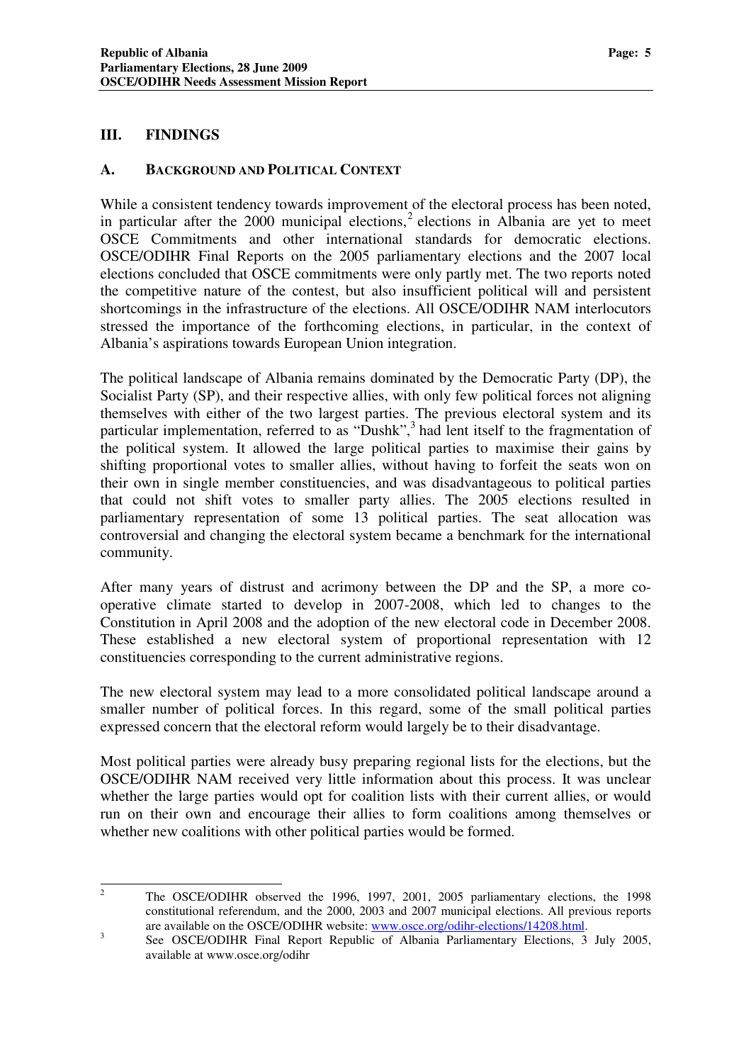## III. FINDINGS

### A. BACKGROUND AND POLITICAL CONTEXT

While a consistent tendency towards improvement of the electoral process has been noted, in particular after the 2000 municipal elections,[2] elections in Albania are yet to meet OSCE Commitments and other international standards for democratic elections. OSCE/ODIHR Final Reports on the 2005 parliamentary elections and the 2007 local elections concluded that OSCE commitments were only partly met. The two reports noted the competitive nature of the contest, but also insufficient political will and persistent shortcomings in the infrastructure of the elections. All OSCE/ODIHR NAM interlocutors stressed the importance of the forthcoming elections, in particular, in the context of Albania's aspirations towards European Union integration.

The political landscape of Albania remains dominated by the Democratic Party (DP), the Socialist Party (SP), and their respective allies, with only few political forces not aligning themselves with either of the two largest parties. The previous electoral system and its particular implementation, referred to as "Dushk",[3] had lent itself to the fragmentation of the political system. It allowed the large political parties to maximise their gains by shifting proportional votes to smaller allies, without having to forfeit the seats won on their own in single member constituencies, and was disadvantageous to political parties that could not shift votes to smaller party allies. The 2005 elections resulted in parliamentary representation of some 13 political parties. The seat allocation was controversial and changing the electoral system became a benchmark for the international community.

After many years of distrust and acrimony between the DP and the SP, a more co-operative climate started to develop in 2007-2008, which led to changes to the Constitution in April 2008 and the adoption of the new electoral code in December 2008. These established a new electoral system of proportional representation with 12 constituencies corresponding to the current administrative regions.

The new electoral system may lead to a more consolidated political landscape around a smaller number of political forces. In this regard, some of the small political parties expressed concern that the electoral reform would largely be to their disadvantage.

Most political parties were already busy preparing regional lists for the elections, but the OSCE/ODIHR NAM received very little information about this process. It was unclear whether the large parties would opt for coalition lists with their current allies, or would run on their own and encourage their allies to form coalitions among themselves or whether new coalitions with other political parties would be formed.

---

[2] The OSCE/ODIHR observed the 1996, 1997, 2001, 2005 parliamentary elections, the 1998 constitutional referendum, and the 2000, 2003 and 2007 municipal elections. All previous reports are available on the OSCE/ODIHR website: www.osce.org/odihr-elections/14208.html.

[3] See OSCE/ODIHR Final Report Republic of Albania Parliamentary Elections, 3 July 2005, available at www.osce.org/odihr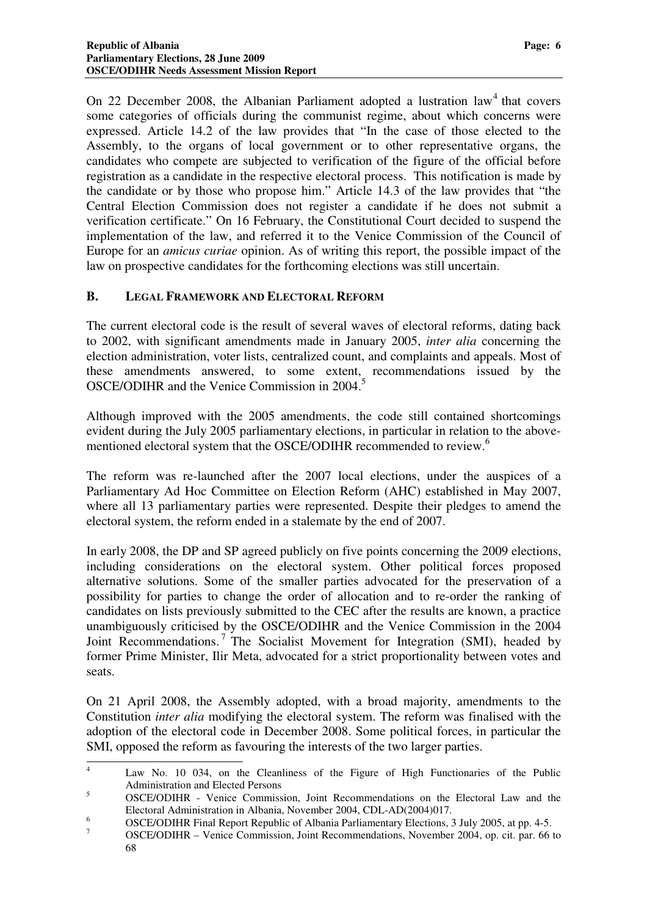On 22 December 2008, the Albanian Parliament adopted a lustration law[4] that covers some categories of officials during the communist regime, about which concerns were expressed. Article 14.2 of the law provides that "In the case of those elected to the Assembly, to the organs of local government or to other representative organs, the candidates who compete are subjected to verification of the figure of the official before registration as a candidate in the respective electoral process. This notification is made by the candidate or by those who propose him." Article 14.3 of the law provides that "the Central Election Commission does not register a candidate if he does not submit a verification certificate." On 16 February, the Constitutional Court decided to suspend the implementation of the law, and referred it to the Venice Commission of the Council of Europe for an *amicus curiae* opinion. As of writing this report, the possible impact of the law on prospective candidates for the forthcoming elections was still uncertain.

## B. LEGAL FRAMEWORK AND ELECTORAL REFORM

The current electoral code is the result of several waves of electoral reforms, dating back to 2002, with significant amendments made in January 2005, *inter alia* concerning the election administration, voter lists, centralized count, and complaints and appeals. Most of these amendments answered, to some extent, recommendations issued by the OSCE/ODIHR and the Venice Commission in 2004.[5]

Although improved with the 2005 amendments, the code still contained shortcomings evident during the July 2005 parliamentary elections, in particular in relation to the above-mentioned electoral system that the OSCE/ODIHR recommended to review.[6]

The reform was re-launched after the 2007 local elections, under the auspices of a Parliamentary Ad Hoc Committee on Election Reform (AHC) established in May 2007, where all 13 parliamentary parties were represented. Despite their pledges to amend the electoral system, the reform ended in a stalemate by the end of 2007.

In early 2008, the DP and SP agreed publicly on five points concerning the 2009 elections, including considerations on the electoral system. Other political forces proposed alternative solutions. Some of the smaller parties advocated for the preservation of a possibility for parties to change the order of allocation and to re-order the ranking of candidates on lists previously submitted to the CEC after the results are known, a practice unambiguously criticised by the OSCE/ODIHR and the Venice Commission in the 2004 Joint Recommendations.[7] The Socialist Movement for Integration (SMI), headed by former Prime Minister, Ilir Meta, advocated for a strict proportionality between votes and seats.

On 21 April 2008, the Assembly adopted, with a broad majority, amendments to the Constitution *inter alia* modifying the electoral system. The reform was finalised with the adoption of the electoral code in December 2008. Some political forces, in particular the SMI, opposed the reform as favouring the interests of the two larger parties.

---

[4] Law No. 10 034, on the Cleanliness of the Figure of High Functionaries of the Public Administration and Elected Persons

[5] OSCE/ODIHR - Venice Commission, Joint Recommendations on the Electoral Law and the Electoral Administration in Albania, November 2004, CDL-AD(2004)017.

[6] OSCE/ODIHR Final Report Republic of Albania Parliamentary Elections, 3 July 2005, at pp. 4-5.

[7] OSCE/ODIHR – Venice Commission, Joint Recommendations, November 2004, op. cit. par. 66 to 68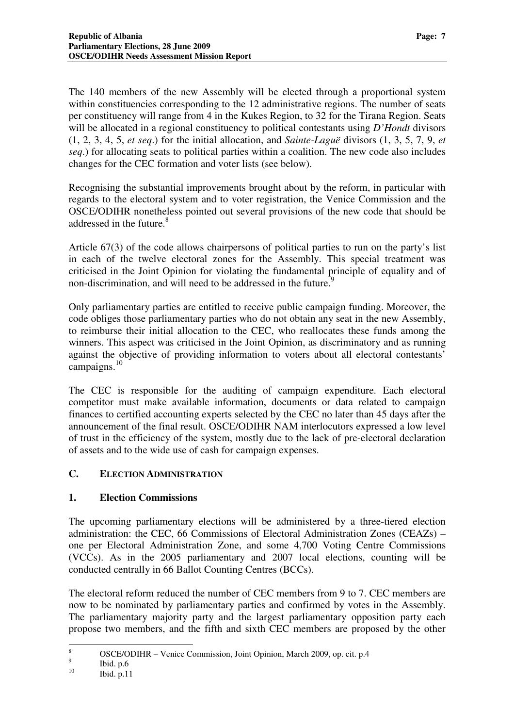The 140 members of the new Assembly will be elected through a proportional system within constituencies corresponding to the 12 administrative regions. The number of seats per constituency will range from 4 in the Kukes Region, to 32 for the Tirana Region. Seats will be allocated in a regional constituency to political contestants using *D'Hondt* divisors (1, 2, 3, 4, 5, *et seq*.) for the initial allocation, and *Sainte-Laguë* divisors (1, 3, 5, 7, 9, *et seq*.) for allocating seats to political parties within a coalition. The new code also includes changes for the CEC formation and voter lists (see below).

Recognising the substantial improvements brought about by the reform, in particular with regards to the electoral system and to voter registration, the Venice Commission and the OSCE/ODIHR nonetheless pointed out several provisions of the new code that should be addressed in the future.[8]

Article 67(3) of the code allows chairpersons of political parties to run on the party's list in each of the twelve electoral zones for the Assembly. This special treatment was criticised in the Joint Opinion for violating the fundamental principle of equality and of non-discrimination, and will need to be addressed in the future.[9]

Only parliamentary parties are entitled to receive public campaign funding. Moreover, the code obliges those parliamentary parties who do not obtain any seat in the new Assembly, to reimburse their initial allocation to the CEC, who reallocates these funds among the winners. This aspect was criticised in the Joint Opinion, as discriminatory and as running against the objective of providing information to voters about all electoral contestants' campaigns.[10]

The CEC is responsible for the auditing of campaign expenditure. Each electoral competitor must make available information, documents or data related to campaign finances to certified accounting experts selected by the CEC no later than 45 days after the announcement of the final result. OSCE/ODIHR NAM interlocutors expressed a low level of trust in the efficiency of the system, mostly due to the lack of pre-electoral declaration of assets and to the wide use of cash for campaign expenses.

## C. ELECTION ADMINISTRATION

### 1. Election Commissions

The upcoming parliamentary elections will be administered by a three-tiered election administration: the CEC, 66 Commissions of Electoral Administration Zones (CEAZs) – one per Electoral Administration Zone, and some 4,700 Voting Centre Commissions (VCCs). As in the 2005 parliamentary and 2007 local elections, counting will be conducted centrally in 66 Ballot Counting Centres (BCCs).

The electoral reform reduced the number of CEC members from 9 to 7. CEC members are now to be nominated by parliamentary parties and confirmed by votes in the Assembly. The parliamentary majority party and the largest parliamentary opposition party each propose two members, and the fifth and sixth CEC members are proposed by the other

---

[8] OSCE/ODIHR – Venice Commission, Joint Opinion, March 2009, op. cit. p.4

[9] Ibid. p.6

[10] Ibid. p.11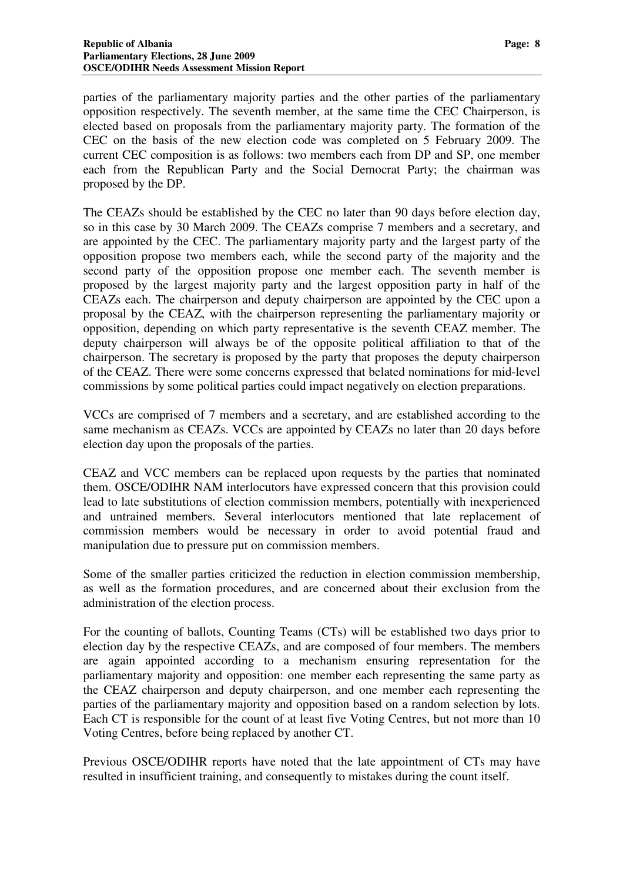parties of the parliamentary majority parties and the other parties of the parliamentary opposition respectively. The seventh member, at the same time the CEC Chairperson, is elected based on proposals from the parliamentary majority party. The formation of the CEC on the basis of the new election code was completed on 5 February 2009. The current CEC composition is as follows: two members each from DP and SP, one member each from the Republican Party and the Social Democrat Party; the chairman was proposed by the DP.

The CEAZs should be established by the CEC no later than 90 days before election day, so in this case by 30 March 2009. The CEAZs comprise 7 members and a secretary, and are appointed by the CEC. The parliamentary majority party and the largest party of the opposition propose two members each, while the second party of the majority and the second party of the opposition propose one member each. The seventh member is proposed by the largest majority party and the largest opposition party in half of the CEAZs each. The chairperson and deputy chairperson are appointed by the CEC upon a proposal by the CEAZ, with the chairperson representing the parliamentary majority or opposition, depending on which party representative is the seventh CEAZ member. The deputy chairperson will always be of the opposite political affiliation to that of the chairperson. The secretary is proposed by the party that proposes the deputy chairperson of the CEAZ. There were some concerns expressed that belated nominations for mid-level commissions by some political parties could impact negatively on election preparations.

VCCs are comprised of 7 members and a secretary, and are established according to the same mechanism as CEAZs. VCCs are appointed by CEAZs no later than 20 days before election day upon the proposals of the parties.

CEAZ and VCC members can be replaced upon requests by the parties that nominated them. OSCE/ODIHR NAM interlocutors have expressed concern that this provision could lead to late substitutions of election commission members, potentially with inexperienced and untrained members. Several interlocutors mentioned that late replacement of commission members would be necessary in order to avoid potential fraud and manipulation due to pressure put on commission members.

Some of the smaller parties criticized the reduction in election commission membership, as well as the formation procedures, and are concerned about their exclusion from the administration of the election process.

For the counting of ballots, Counting Teams (CTs) will be established two days prior to election day by the respective CEAZs, and are composed of four members. The members are again appointed according to a mechanism ensuring representation for the parliamentary majority and opposition: one member each representing the same party as the CEAZ chairperson and deputy chairperson, and one member each representing the parties of the parliamentary majority and opposition based on a random selection by lots. Each CT is responsible for the count of at least five Voting Centres, but not more than 10 Voting Centres, before being replaced by another CT.

Previous OSCE/ODIHR reports have noted that the late appointment of CTs may have resulted in insufficient training, and consequently to mistakes during the count itself.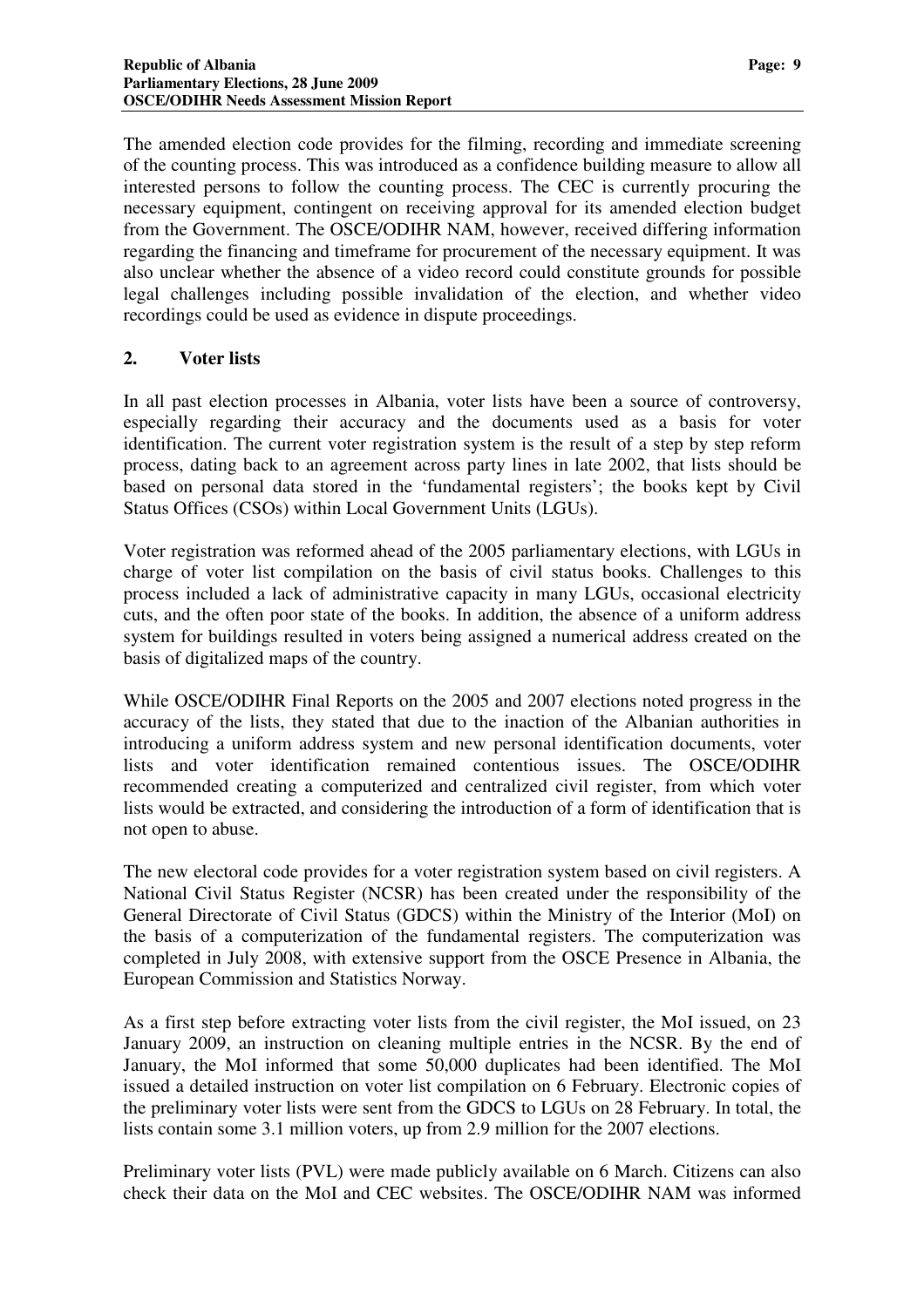The amended election code provides for the filming, recording and immediate screening of the counting process. This was introduced as a confidence building measure to allow all interested persons to follow the counting process. The CEC is currently procuring the necessary equipment, contingent on receiving approval for its amended election budget from the Government. The OSCE/ODIHR NAM, however, received differing information regarding the financing and timeframe for procurement of the necessary equipment. It was also unclear whether the absence of a video record could constitute grounds for possible legal challenges including possible invalidation of the election, and whether video recordings could be used as evidence in dispute proceedings.

## 2. Voter lists

In all past election processes in Albania, voter lists have been a source of controversy, especially regarding their accuracy and the documents used as a basis for voter identification. The current voter registration system is the result of a step by step reform process, dating back to an agreement across party lines in late 2002, that lists should be based on personal data stored in the 'fundamental registers'; the books kept by Civil Status Offices (CSOs) within Local Government Units (LGUs).

Voter registration was reformed ahead of the 2005 parliamentary elections, with LGUs in charge of voter list compilation on the basis of civil status books. Challenges to this process included a lack of administrative capacity in many LGUs, occasional electricity cuts, and the often poor state of the books. In addition, the absence of a uniform address system for buildings resulted in voters being assigned a numerical address created on the basis of digitalized maps of the country.

While OSCE/ODIHR Final Reports on the 2005 and 2007 elections noted progress in the accuracy of the lists, they stated that due to the inaction of the Albanian authorities in introducing a uniform address system and new personal identification documents, voter lists and voter identification remained contentious issues. The OSCE/ODIHR recommended creating a computerized and centralized civil register, from which voter lists would be extracted, and considering the introduction of a form of identification that is not open to abuse.

The new electoral code provides for a voter registration system based on civil registers. A National Civil Status Register (NCSR) has been created under the responsibility of the General Directorate of Civil Status (GDCS) within the Ministry of the Interior (MoI) on the basis of a computerization of the fundamental registers. The computerization was completed in July 2008, with extensive support from the OSCE Presence in Albania, the European Commission and Statistics Norway.

As a first step before extracting voter lists from the civil register, the MoI issued, on 23 January 2009, an instruction on cleaning multiple entries in the NCSR. By the end of January, the MoI informed that some 50,000 duplicates had been identified. The MoI issued a detailed instruction on voter list compilation on 6 February. Electronic copies of the preliminary voter lists were sent from the GDCS to LGUs on 28 February. In total, the lists contain some 3.1 million voters, up from 2.9 million for the 2007 elections.

Preliminary voter lists (PVL) were made publicly available on 6 March. Citizens can also check their data on the MoI and CEC websites. The OSCE/ODIHR NAM was informed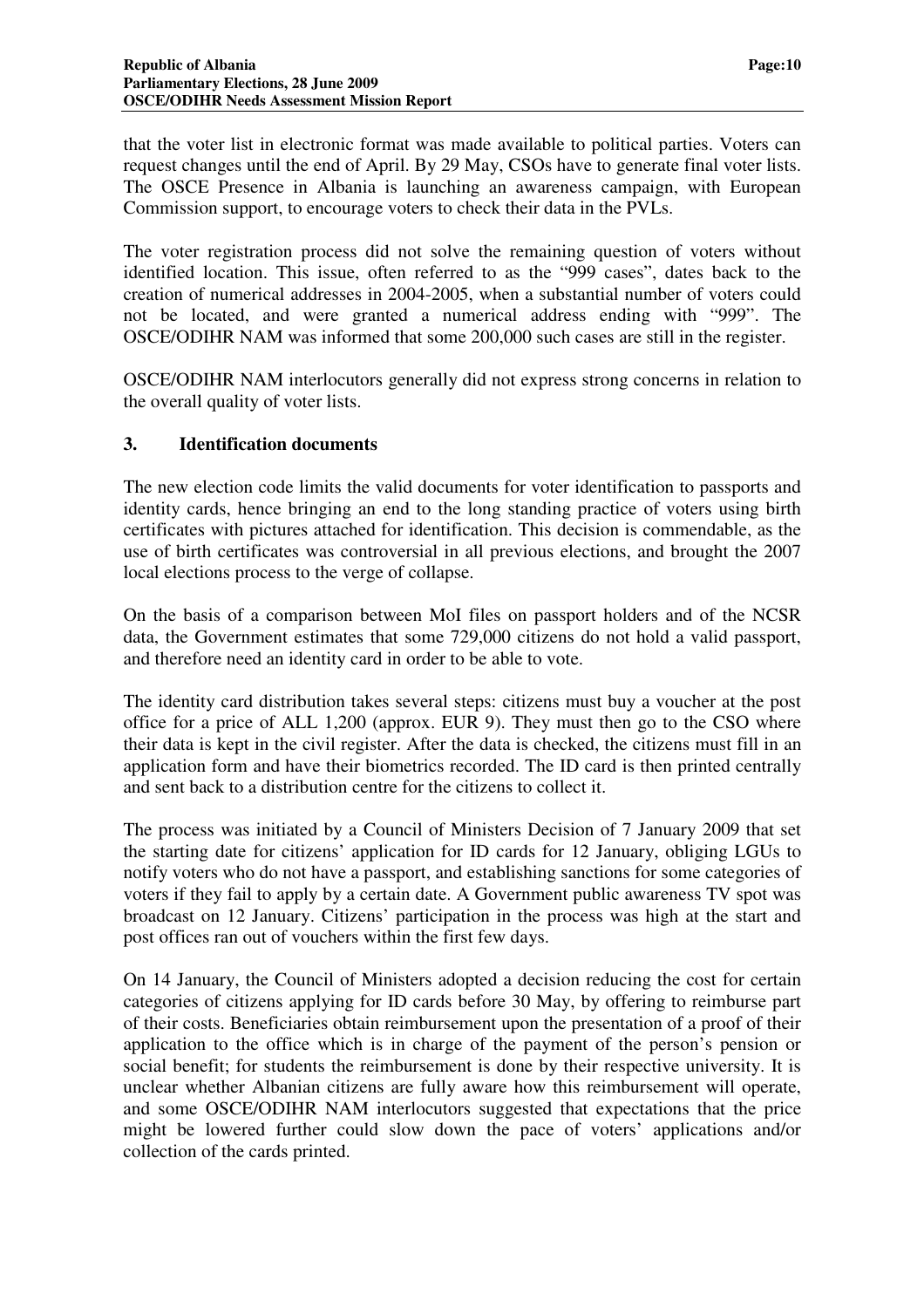that the voter list in electronic format was made available to political parties. Voters can request changes until the end of April. By 29 May, CSOs have to generate final voter lists. The OSCE Presence in Albania is launching an awareness campaign, with European Commission support, to encourage voters to check their data in the PVLs.

The voter registration process did not solve the remaining question of voters without identified location. This issue, often referred to as the "999 cases", dates back to the creation of numerical addresses in 2004-2005, when a substantial number of voters could not be located, and were granted a numerical address ending with "999". The OSCE/ODIHR NAM was informed that some 200,000 such cases are still in the register.

OSCE/ODIHR NAM interlocutors generally did not express strong concerns in relation to the overall quality of voter lists.

### 3. Identification documents

The new election code limits the valid documents for voter identification to passports and identity cards, hence bringing an end to the long standing practice of voters using birth certificates with pictures attached for identification. This decision is commendable, as the use of birth certificates was controversial in all previous elections, and brought the 2007 local elections process to the verge of collapse.

On the basis of a comparison between MoI files on passport holders and of the NCSR data, the Government estimates that some 729,000 citizens do not hold a valid passport, and therefore need an identity card in order to be able to vote.

The identity card distribution takes several steps: citizens must buy a voucher at the post office for a price of ALL 1,200 (approx. EUR 9). They must then go to the CSO where their data is kept in the civil register. After the data is checked, the citizens must fill in an application form and have their biometrics recorded. The ID card is then printed centrally and sent back to a distribution centre for the citizens to collect it.

The process was initiated by a Council of Ministers Decision of 7 January 2009 that set the starting date for citizens' application for ID cards for 12 January, obliging LGUs to notify voters who do not have a passport, and establishing sanctions for some categories of voters if they fail to apply by a certain date. A Government public awareness TV spot was broadcast on 12 January. Citizens' participation in the process was high at the start and post offices ran out of vouchers within the first few days.

On 14 January, the Council of Ministers adopted a decision reducing the cost for certain categories of citizens applying for ID cards before 30 May, by offering to reimburse part of their costs. Beneficiaries obtain reimbursement upon the presentation of a proof of their application to the office which is in charge of the payment of the person's pension or social benefit; for students the reimbursement is done by their respective university. It is unclear whether Albanian citizens are fully aware how this reimbursement will operate, and some OSCE/ODIHR NAM interlocutors suggested that expectations that the price might be lowered further could slow down the pace of voters' applications and/or collection of the cards printed.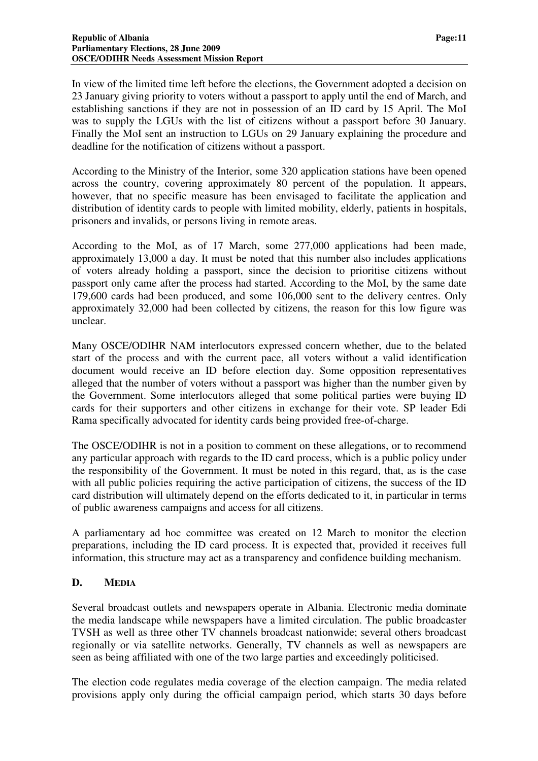In view of the limited time left before the elections, the Government adopted a decision on 23 January giving priority to voters without a passport to apply until the end of March, and establishing sanctions if they are not in possession of an ID card by 15 April. The MoI was to supply the LGUs with the list of citizens without a passport before 30 January. Finally the MoI sent an instruction to LGUs on 29 January explaining the procedure and deadline for the notification of citizens without a passport.

According to the Ministry of the Interior, some 320 application stations have been opened across the country, covering approximately 80 percent of the population. It appears, however, that no specific measure has been envisaged to facilitate the application and distribution of identity cards to people with limited mobility, elderly, patients in hospitals, prisoners and invalids, or persons living in remote areas.

According to the MoI, as of 17 March, some 277,000 applications had been made, approximately 13,000 a day. It must be noted that this number also includes applications of voters already holding a passport, since the decision to prioritise citizens without passport only came after the process had started. According to the MoI, by the same date 179,600 cards had been produced, and some 106,000 sent to the delivery centres. Only approximately 32,000 had been collected by citizens, the reason for this low figure was unclear.

Many OSCE/ODIHR NAM interlocutors expressed concern whether, due to the belated start of the process and with the current pace, all voters without a valid identification document would receive an ID before election day. Some opposition representatives alleged that the number of voters without a passport was higher than the number given by the Government. Some interlocutors alleged that some political parties were buying ID cards for their supporters and other citizens in exchange for their vote. SP leader Edi Rama specifically advocated for identity cards being provided free-of-charge.

The OSCE/ODIHR is not in a position to comment on these allegations, or to recommend any particular approach with regards to the ID card process, which is a public policy under the responsibility of the Government. It must be noted in this regard, that, as is the case with all public policies requiring the active participation of citizens, the success of the ID card distribution will ultimately depend on the efforts dedicated to it, in particular in terms of public awareness campaigns and access for all citizens.

A parliamentary ad hoc committee was created on 12 March to monitor the election preparations, including the ID card process. It is expected that, provided it receives full information, this structure may act as a transparency and confidence building mechanism.

## D. MEDIA

Several broadcast outlets and newspapers operate in Albania. Electronic media dominate the media landscape while newspapers have a limited circulation. The public broadcaster TVSH as well as three other TV channels broadcast nationwide; several others broadcast regionally or via satellite networks. Generally, TV channels as well as newspapers are seen as being affiliated with one of the two large parties and exceedingly politicised.

The election code regulates media coverage of the election campaign. The media related provisions apply only during the official campaign period, which starts 30 days before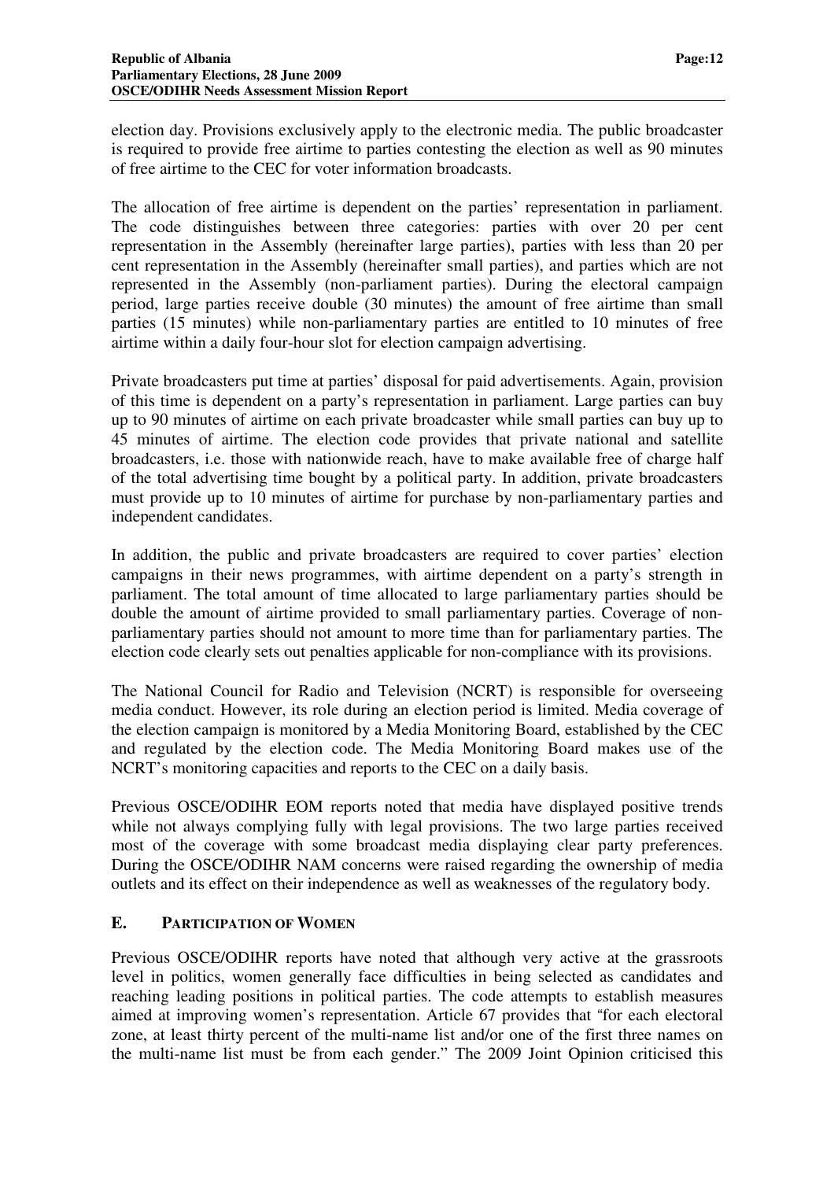election day. Provisions exclusively apply to the electronic media. The public broadcaster is required to provide free airtime to parties contesting the election as well as 90 minutes of free airtime to the CEC for voter information broadcasts.

The allocation of free airtime is dependent on the parties' representation in parliament. The code distinguishes between three categories: parties with over 20 per cent representation in the Assembly (hereinafter large parties), parties with less than 20 per cent representation in the Assembly (hereinafter small parties), and parties which are not represented in the Assembly (non-parliament parties). During the electoral campaign period, large parties receive double (30 minutes) the amount of free airtime than small parties (15 minutes) while non-parliamentary parties are entitled to 10 minutes of free airtime within a daily four-hour slot for election campaign advertising.

Private broadcasters put time at parties' disposal for paid advertisements. Again, provision of this time is dependent on a party's representation in parliament. Large parties can buy up to 90 minutes of airtime on each private broadcaster while small parties can buy up to 45 minutes of airtime. The election code provides that private national and satellite broadcasters, i.e. those with nationwide reach, have to make available free of charge half of the total advertising time bought by a political party. In addition, private broadcasters must provide up to 10 minutes of airtime for purchase by non-parliamentary parties and independent candidates.

In addition, the public and private broadcasters are required to cover parties' election campaigns in their news programmes, with airtime dependent on a party's strength in parliament. The total amount of time allocated to large parliamentary parties should be double the amount of airtime provided to small parliamentary parties. Coverage of non-parliamentary parties should not amount to more time than for parliamentary parties. The election code clearly sets out penalties applicable for non-compliance with its provisions.

The National Council for Radio and Television (NCRT) is responsible for overseeing media conduct. However, its role during an election period is limited. Media coverage of the election campaign is monitored by a Media Monitoring Board, established by the CEC and regulated by the election code. The Media Monitoring Board makes use of the NCRT's monitoring capacities and reports to the CEC on a daily basis.

Previous OSCE/ODIHR EOM reports noted that media have displayed positive trends while not always complying fully with legal provisions. The two large parties received most of the coverage with some broadcast media displaying clear party preferences. During the OSCE/ODIHR NAM concerns were raised regarding the ownership of media outlets and its effect on their independence as well as weaknesses of the regulatory body.

### E. PARTICIPATION OF WOMEN

Previous OSCE/ODIHR reports have noted that although very active at the grassroots level in politics, women generally face difficulties in being selected as candidates and reaching leading positions in political parties. The code attempts to establish measures aimed at improving women's representation. Article 67 provides that "for each electoral zone, at least thirty percent of the multi-name list and/or one of the first three names on the multi-name list must be from each gender." The 2009 Joint Opinion criticised this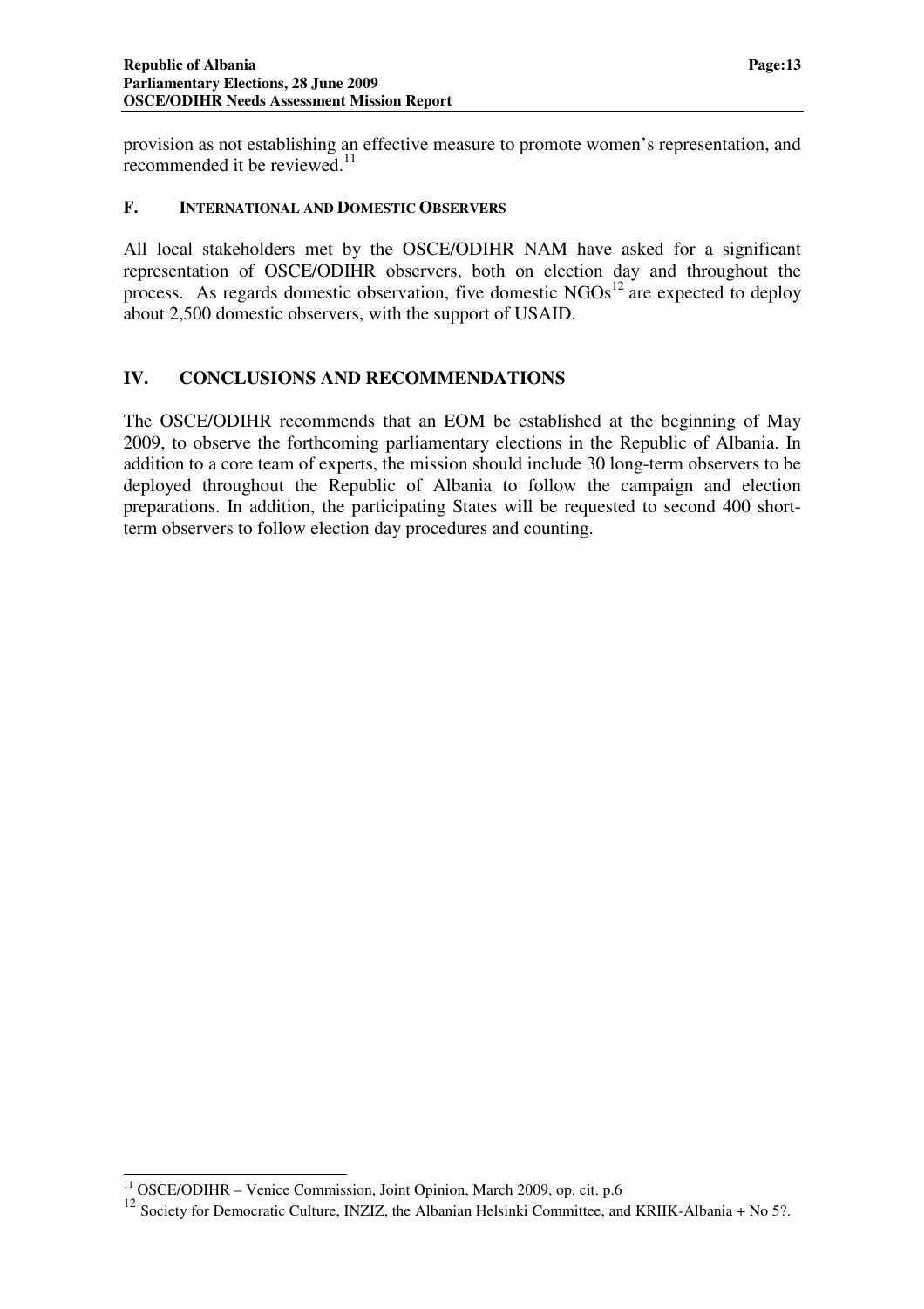provision as not establishing an effective measure to promote women's representation, and recommended it be reviewed.[11]

### F. International and Domestic Observers

All local stakeholders met by the OSCE/ODIHR NAM have asked for a significant representation of OSCE/ODIHR observers, both on election day and throughout the process. As regards domestic observation, five domestic NGOs[12] are expected to deploy about 2,500 domestic observers, with the support of USAID.

## IV. CONCLUSIONS AND RECOMMENDATIONS

The OSCE/ODIHR recommends that an EOM be established at the beginning of May 2009, to observe the forthcoming parliamentary elections in the Republic of Albania. In addition to a core team of experts, the mission should include 30 long-term observers to be deployed throughout the Republic of Albania to follow the campaign and election preparations. In addition, the participating States will be requested to second 400 short-term observers to follow election day procedures and counting.

---

[11] OSCE/ODIHR – Venice Commission, Joint Opinion, March 2009, op. cit. p.6

[12] Society for Democratic Culture, INZIZ, the Albanian Helsinki Committee, and KRIIK-Albania + No 5?.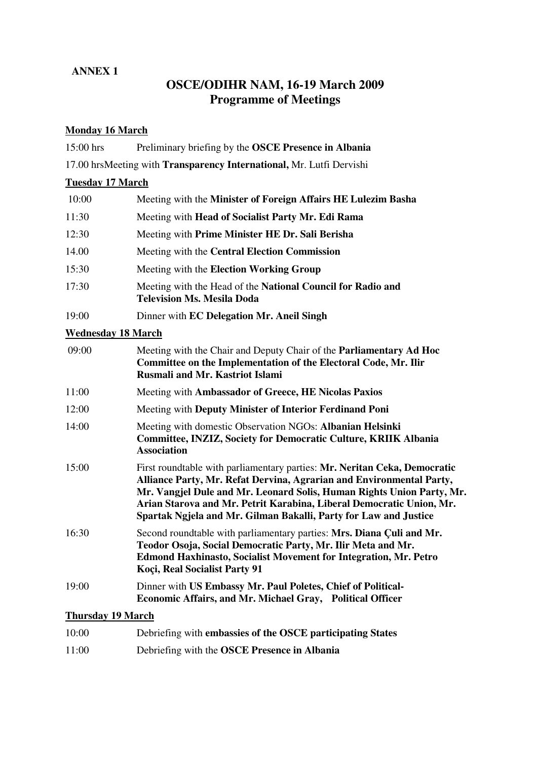**ANNEX 1**

# OSCE/ODIHR NAM, 16-19 March 2009
# Programme of Meetings

**Monday 16 March**

| | |
|---|---|
| 15:00 hrs | Preliminary briefing by the **OSCE Presence in Albania** |
| 17.00 hrs | Meeting with **Transparency International,** Mr. Lutfi Dervishi |

**Tuesday 17 March**

| | |
|---|---|
| 10:00 | Meeting with the **Minister of Foreign Affairs HE Lulezim Basha** |
| 11:30 | Meeting with **Head of Socialist Party Mr. Edi Rama** |
| 12:30 | Meeting with **Prime Minister HE Dr. Sali Berisha** |
| 14.00 | Meeting with the **Central Election Commission** |
| 15:30 | Meeting with the **Election Working Group** |
| 17:30 | Meeting with the Head of the **National Council for Radio and Television Ms. Mesila Doda** |
| 19:00 | Dinner with **EC Delegation Mr. Aneil Singh** |

**Wednesday 18 March**

| | |
|---|---|
| 09:00 | Meeting with the Chair and Deputy Chair of the **Parliamentary Ad Hoc Committee on the Implementation of the Electoral Code, Mr. Ilir Rusmali and Mr. Kastriot Islami** |
| 11:00 | Meeting with **Ambassador of Greece, HE Nicolas Paxios** |
| 12:00 | Meeting with **Deputy Minister of Interior Ferdinand Poni** |
| 14:00 | Meeting with domestic Observation NGOs: **Albanian Helsinki Committee, INZIZ, Society for Democratic Culture, KRIIK Albania Association** |
| 15:00 | First roundtable with parliamentary parties: **Mr. Neritan Ceka, Democratic Alliance Party, Mr. Refat Dervina, Agrarian and Environmental Party, Mr. Vangjel Dule and Mr. Leonard Solis, Human Rights Union Party, Mr. Arian Starova and Mr. Petrit Karabina, Liberal Democratic Union, Mr. Spartak Ngjela and Mr. Gilman Bakalli, Party for Law and Justice** |
| 16:30 | Second roundtable with parliamentary parties: **Mrs. Diana Çuli and Mr. Teodor Osoja, Social Democratic Party, Mr. Ilir Meta and Mr. Edmond Haxhinasto, Socialist Movement for Integration, Mr. Petro Koçi, Real Socialist Party 91** |
| 19:00 | Dinner with **US Embassy Mr. Paul Poletes, Chief of Political-Economic Affairs, and Mr. Michael Gray, Political Officer** |

**Thursday 19 March**

| | |
|---|---|
| 10:00 | Debriefing with **embassies of the OSCE participating States** |
| 11:00 | Debriefing with the **OSCE Presence in Albania** |